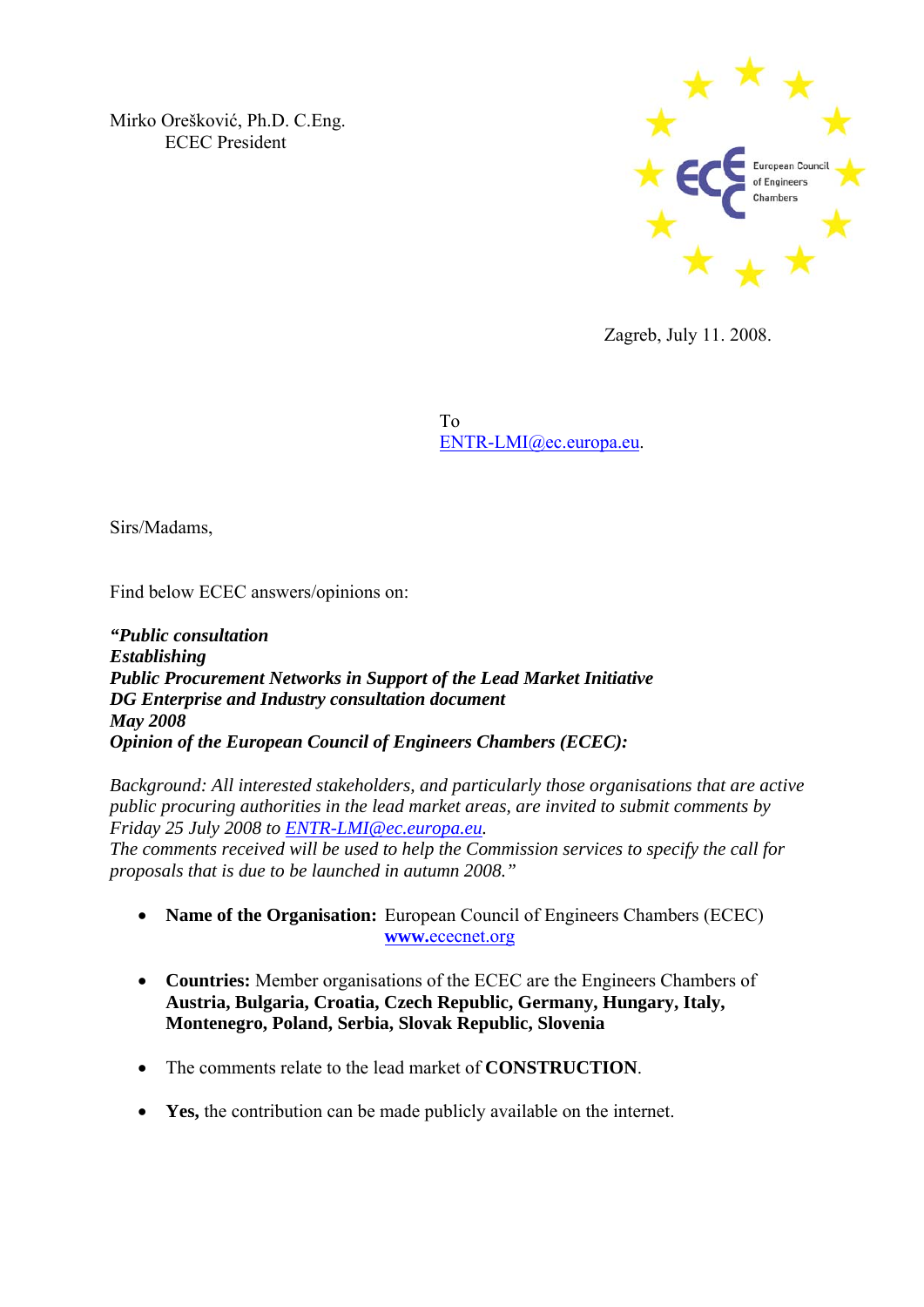Mirko Orešković, Ph.D. C.Eng.
ECEC President

European Council of Engineers Chambers

Zagreb, July 11. 2008.

To
ENTR-LMI@ec.europa.eu.

Sirs/Madams,

Find below ECEC answers/opinions on:

***"Public consultation***
***Establishing***
***Public Procurement Networks in Support of the Lead Market Initiative***
***DG Enterprise and Industry consultation document***
***May 2008***
***Opinion of the European Council of Engineers Chambers (ECEC):***

*Background: All interested stakeholders, and particularly those organisations that are active public procuring authorities in the lead market areas, are invited to submit comments by Friday 25 July 2008 to ENTR-LMI@ec.europa.eu.*
*The comments received will be used to help the Commission services to specify the call for proposals that is due to be launched in autumn 2008."*

- **Name of the Organisation:** European Council of Engineers Chambers (ECEC) **www.**ececnet.org
- **Countries:** Member organisations of the ECEC are the Engineers Chambers of **Austria, Bulgaria, Croatia, Czech Republic, Germany, Hungary, Italy, Montenegro, Poland, Serbia, Slovak Republic, Slovenia**
- The comments relate to the lead market of **CONSTRUCTION**.
- **Yes,** the contribution can be made publicly available on the internet.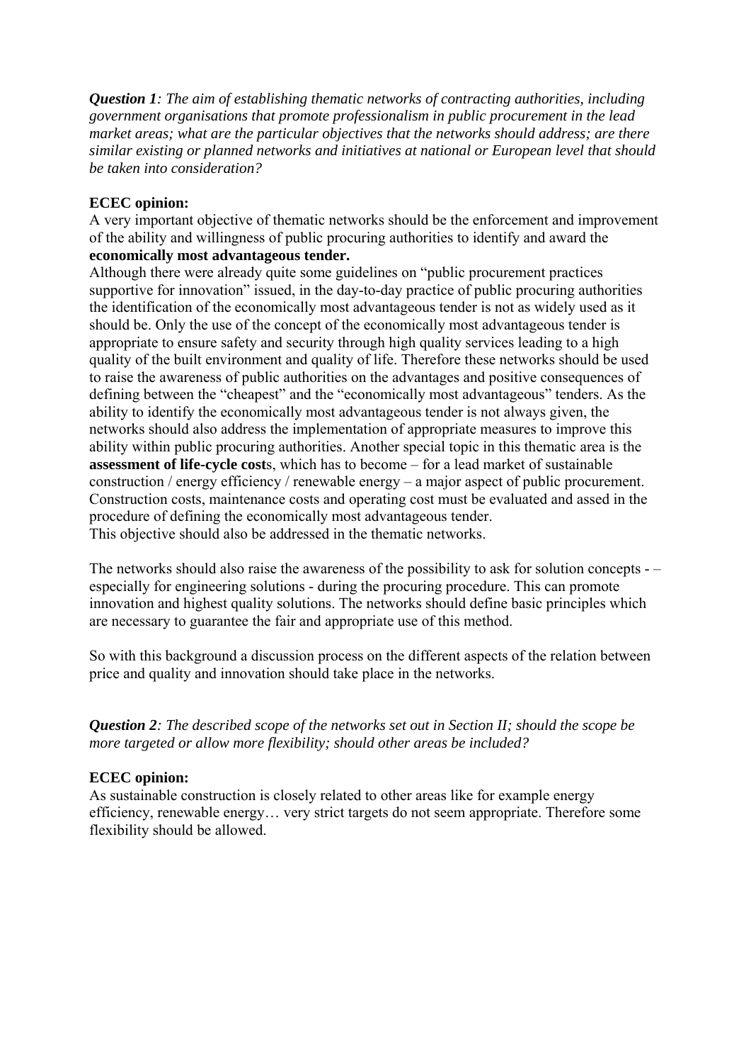***Question 1**: The aim of establishing thematic networks of contracting authorities, including government organisations that promote professionalism in public procurement in the lead market areas; what are the particular objectives that the networks should address; are there similar existing or planned networks and initiatives at national or European level that should be taken into consideration?*

**ECEC opinion:**

A very important objective of thematic networks should be the enforcement and improvement of the ability and willingness of public procuring authorities to identify and award the **economically most advantageous tender.**

Although there were already quite some guidelines on "public procurement practices supportive for innovation" issued, in the day-to-day practice of public procuring authorities the identification of the economically most advantageous tender is not as widely used as it should be. Only the use of the concept of the economically most advantageous tender is appropriate to ensure safety and security through high quality services leading to a high quality of the built environment and quality of life. Therefore these networks should be used to raise the awareness of public authorities on the advantages and positive consequences of defining between the "cheapest" and the "economically most advantageous" tenders. As the ability to identify the economically most advantageous tender is not always given, the networks should also address the implementation of appropriate measures to improve this ability within public procuring authorities. Another special topic in this thematic area is the **assessment of life-cycle cost**s, which has to become – for a lead market of sustainable construction / energy efficiency / renewable energy – a major aspect of public procurement. Construction costs, maintenance costs and operating cost must be evaluated and assed in the procedure of defining the economically most advantageous tender.

This objective should also be addressed in the thematic networks.

The networks should also raise the awareness of the possibility to ask for solution concepts - – especially for engineering solutions - during the procuring procedure. This can promote innovation and highest quality solutions. The networks should define basic principles which are necessary to guarantee the fair and appropriate use of this method.

So with this background a discussion process on the different aspects of the relation between price and quality and innovation should take place in the networks.

***Question 2**: The described scope of the networks set out in Section II; should the scope be more targeted or allow more flexibility; should other areas be included?*

**ECEC opinion:**

As sustainable construction is closely related to other areas like for example energy efficiency, renewable energy… very strict targets do not seem appropriate. Therefore some flexibility should be allowed.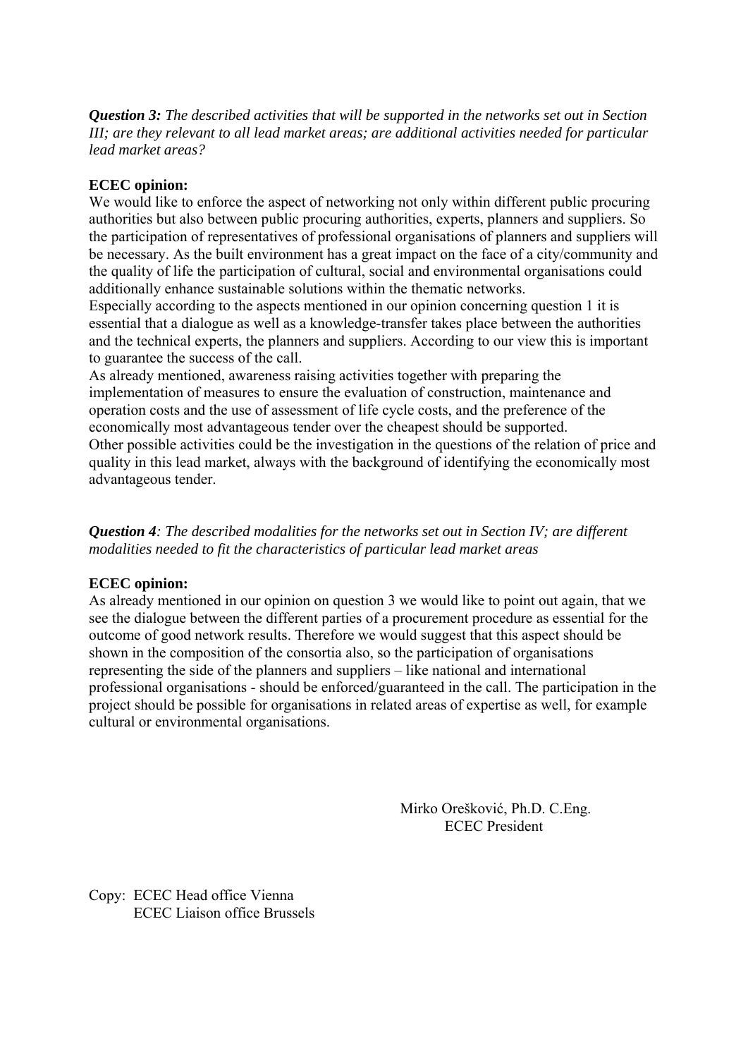***Question 3:*** *The described activities that will be supported in the networks set out in Section III; are they relevant to all lead market areas; are additional activities needed for particular lead market areas?*

**ECEC opinion:**

We would like to enforce the aspect of networking not only within different public procuring authorities but also between public procuring authorities, experts, planners and suppliers. So the participation of representatives of professional organisations of planners and suppliers will be necessary. As the built environment has a great impact on the face of a city/community and the quality of life the participation of cultural, social and environmental organisations could additionally enhance sustainable solutions within the thematic networks.

Especially according to the aspects mentioned in our opinion concerning question 1 it is essential that a dialogue as well as a knowledge-transfer takes place between the authorities and the technical experts, the planners and suppliers. According to our view this is important to guarantee the success of the call.

As already mentioned, awareness raising activities together with preparing the implementation of measures to ensure the evaluation of construction, maintenance and operation costs and the use of assessment of life cycle costs, and the preference of the economically most advantageous tender over the cheapest should be supported.

Other possible activities could be the investigation in the questions of the relation of price and quality in this lead market, always with the background of identifying the economically most advantageous tender.

***Question 4****: The described modalities for the networks set out in Section IV; are different modalities needed to fit the characteristics of particular lead market areas*

**ECEC opinion:**

As already mentioned in our opinion on question 3 we would like to point out again, that we see the dialogue between the different parties of a procurement procedure as essential for the outcome of good network results. Therefore we would suggest that this aspect should be shown in the composition of the consortia also, so the participation of organisations representing the side of the planners and suppliers – like national and international professional organisations - should be enforced/guaranteed in the call. The participation in the project should be possible for organisations in related areas of expertise as well, for example cultural or environmental organisations.

Mirko Orešković, Ph.D. C.Eng.
ECEC President

Copy: ECEC Head office Vienna
ECEC Liaison office Brussels